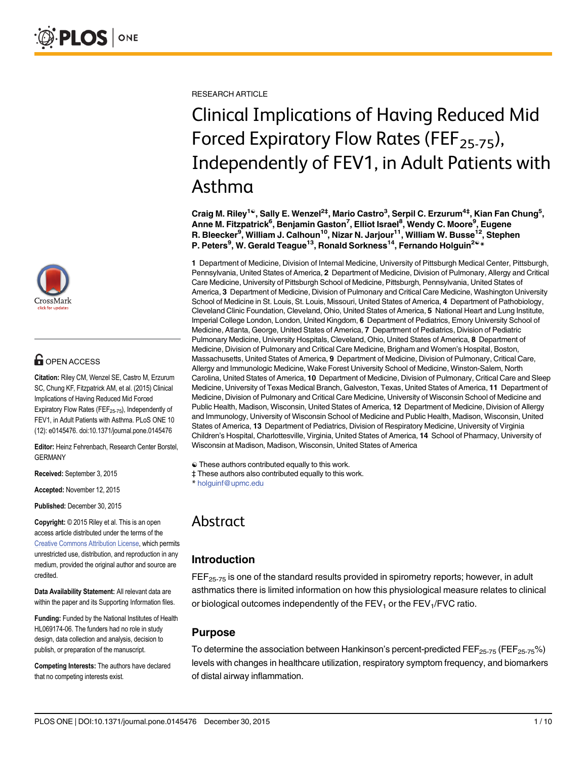RESEARCH ARTICLE

# Clinical Implications of Having Reduced Mid Forced Expiratory Flow Rates ($FEF_{25\text{-}75}$), Independently of FEV1, in Adult Patients with Asthma

**Craig M. Riley[1☯], Sally E. Wenzel[2‡], Mario Castro[3], Serpil C. Erzurum[4‡], Kian Fan Chung[5], Anne M. Fitzpatrick[6], Benjamin Gaston[7], Elliot Israel[8], Wendy C. Moore[9], Eugene R. Bleecker[9], William J. Calhoun[10], Nizar N. Jarjour[11], William W. Busse[12], Stephen P. Peters[9], W. Gerald Teague[13], Ronald Sorkness[14], Fernando Holguin[2☯*]**

**1** Department of Medicine, Division of Internal Medicine, University of Pittsburgh Medical Center, Pittsburgh, Pennsylvania, United States of America, **2** Department of Medicine, Division of Pulmonary, Allergy and Critical Care Medicine, University of Pittsburgh School of Medicine, Pittsburgh, Pennsylvania, United States of America, **3** Department of Medicine, Division of Pulmonary and Critical Care Medicine, Washington University School of Medicine in St. Louis, St. Louis, Missouri, United States of America, **4** Department of Pathobiology, Cleveland Clinic Foundation, Cleveland, Ohio, United States of America, **5** National Heart and Lung Institute, Imperial College London, London, United Kingdom, **6** Department of Pediatrics, Emory University School of Medicine, Atlanta, George, United States of America, **7** Department of Pediatrics, Division of Pediatric Pulmonary Medicine, University Hospitals, Cleveland, Ohio, United States of America, **8** Department of Medicine, Division of Pulmonary and Critical Care Medicine, Brigham and Women's Hospital, Boston, Massachusetts, United States of America, **9** Department of Medicine, Division of Pulmonary, Critical Care, Allergy and Immunologic Medicine, Wake Forest University School of Medicine, Winston-Salem, North Carolina, United States of America, **10** Department of Medicine, Division of Pulmonary, Critical Care and Sleep Medicine, University of Texas Medical Branch, Galveston, Texas, United States of America, **11** Department of Medicine, Division of Pulmonary and Critical Care Medicine, University of Wisconsin School of Medicine and Public Health, Madison, Wisconsin, United States of America, **12** Department of Medicine, Division of Allergy and Immunology, University of Wisconsin School of Medicine and Public Health, Madison, Wisconsin, United States of America, **13** Department of Pediatrics, Division of Respiratory Medicine, University of Virginia Children's Hospital, Charlottesville, Virginia, United States of America, **14** School of Pharmacy, University of Wisconsin at Madison, Madison, Wisconsin, United States of America

☯ These authors contributed equally to this work.
‡ These authors also contributed equally to this work.
* holguinf@upmc.edu

OPEN ACCESS

**Citation:** Riley CM, Wenzel SE, Castro M, Erzurum SC, Chung KF, Fitzpatrick AM, et al. (2015) Clinical Implications of Having Reduced Mid Forced Expiratory Flow Rates ($FEF_{25\text{-}75}$), Independently of FEV1, in Adult Patients with Asthma. PLoS ONE 10 (12): e0145476. doi:10.1371/journal.pone.0145476

**Editor:** Heinz Fehrenbach, Research Center Borstel, GERMANY

**Received:** September 3, 2015

**Accepted:** November 12, 2015

**Published:** December 30, 2015

**Copyright:** © 2015 Riley et al. This is an open access article distributed under the terms of the Creative Commons Attribution License, which permits unrestricted use, distribution, and reproduction in any medium, provided the original author and source are credited.

**Data Availability Statement:** All relevant data are within the paper and its Supporting Information files.

**Funding:** Funded by the National Institutes of Health HL069174-06. The funders had no role in study design, data collection and analysis, decision to publish, or preparation of the manuscript.

**Competing Interests:** The authors have declared that no competing interests exist.

## Abstract

### Introduction

$FEF_{25\text{-}75}$ is one of the standard results provided in spirometry reports; however, in adult asthmatics there is limited information on how this physiological measure relates to clinical or biological outcomes independently of the $FEV_1$ or the $FEV_1$/FVC ratio.

### Purpose

To determine the association between Hankinson's percent-predicted $FEF_{25\text{-}75}$ ($FEF_{25\text{-}75}\%$) levels with changes in healthcare utilization, respiratory symptom frequency, and biomarkers of distal airway inflammation.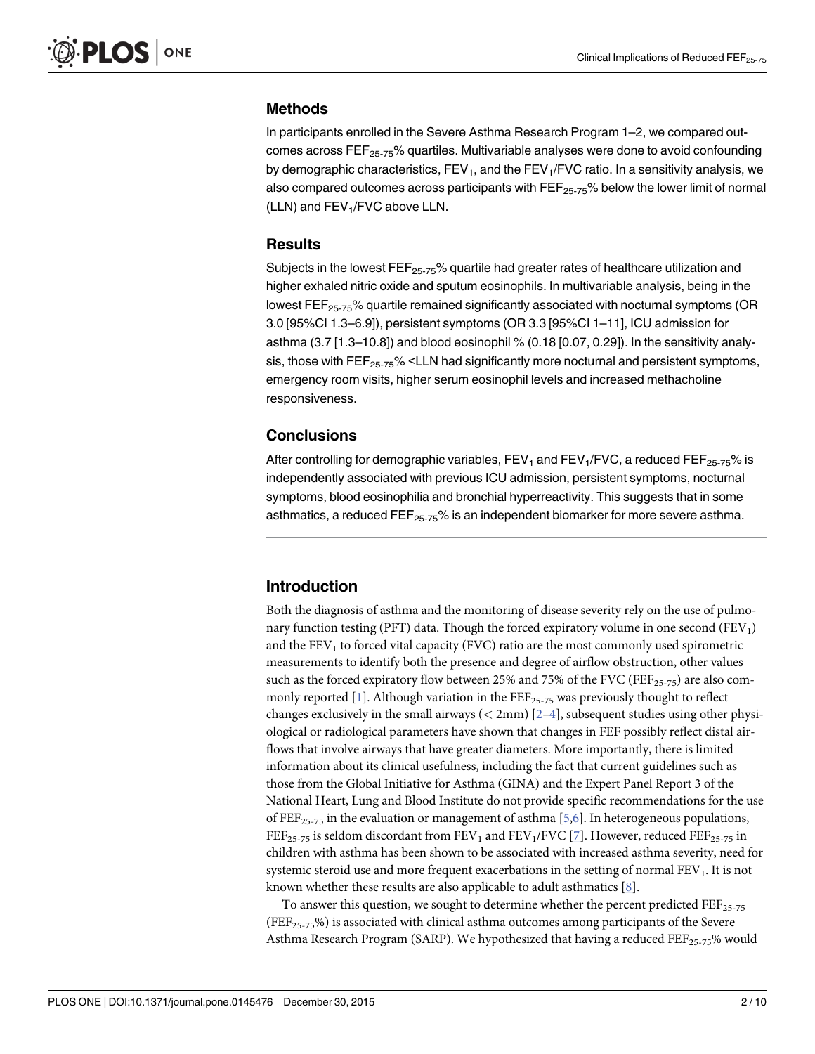### Methods

In participants enrolled in the Severe Asthma Research Program 1–2, we compared outcomes across $FEF_{25-75}$% quartiles. Multivariable analyses were done to avoid confounding by demographic characteristics, $FEV_1$, and the $FEV_1$/FVC ratio. In a sensitivity analysis, we also compared outcomes across participants with $FEF_{25-75}$% below the lower limit of normal (LLN) and $FEV_1$/FVC above LLN.

### Results

Subjects in the lowest $FEF_{25-75}$% quartile had greater rates of healthcare utilization and higher exhaled nitric oxide and sputum eosinophils. In multivariable analysis, being in the lowest $FEF_{25-75}$% quartile remained significantly associated with nocturnal symptoms (OR 3.0 [95%CI 1.3–6.9]), persistent symptoms (OR 3.3 [95%CI 1–11], ICU admission for asthma (3.7 [1.3–10.8]) and blood eosinophil % (0.18 [0.07, 0.29]). In the sensitivity analysis, those with $FEF_{25-75}$% <LLN had significantly more nocturnal and persistent symptoms, emergency room visits, higher serum eosinophil levels and increased methacholine responsiveness.

### Conclusions

After controlling for demographic variables, $FEV_1$ and $FEV_1$/FVC, a reduced $FEF_{25-75}$% is independently associated with previous ICU admission, persistent symptoms, nocturnal symptoms, blood eosinophilia and bronchial hyperreactivity. This suggests that in some asthmatics, a reduced $FEF_{25-75}$% is an independent biomarker for more severe asthma.

## Introduction

Both the diagnosis of asthma and the monitoring of disease severity rely on the use of pulmonary function testing (PFT) data. Though the forced expiratory volume in one second ($FEV_1$) and the $FEV_1$ to forced vital capacity (FVC) ratio are the most commonly used spirometric measurements to identify both the presence and degree of airflow obstruction, other values such as the forced expiratory flow between 25% and 75% of the FVC ($FEF_{25-75}$) are also commonly reported [1]. Although variation in the $FEF_{25-75}$ was previously thought to reflect changes exclusively in the small airways (< 2mm) [2–4], subsequent studies using other physiological or radiological parameters have shown that changes in FEF possibly reflect distal airflows that involve airways that have greater diameters. More importantly, there is limited information about its clinical usefulness, including the fact that current guidelines such as those from the Global Initiative for Asthma (GINA) and the Expert Panel Report 3 of the National Heart, Lung and Blood Institute do not provide specific recommendations for the use of $FEF_{25-75}$ in the evaluation or management of asthma [5,6]. In heterogeneous populations, $FEF_{25-75}$ is seldom discordant from $FEV_1$ and $FEV_1$/FVC [7]. However, reduced $FEF_{25-75}$ in children with asthma has been shown to be associated with increased asthma severity, need for systemic steroid use and more frequent exacerbations in the setting of normal $FEV_1$. It is not known whether these results are also applicable to adult asthmatics [8].

To answer this question, we sought to determine whether the percent predicted $FEF_{25-75}$ ($FEF_{25-75}$%) is associated with clinical asthma outcomes among participants of the Severe Asthma Research Program (SARP). We hypothesized that having a reduced $FEF_{25-75}$% would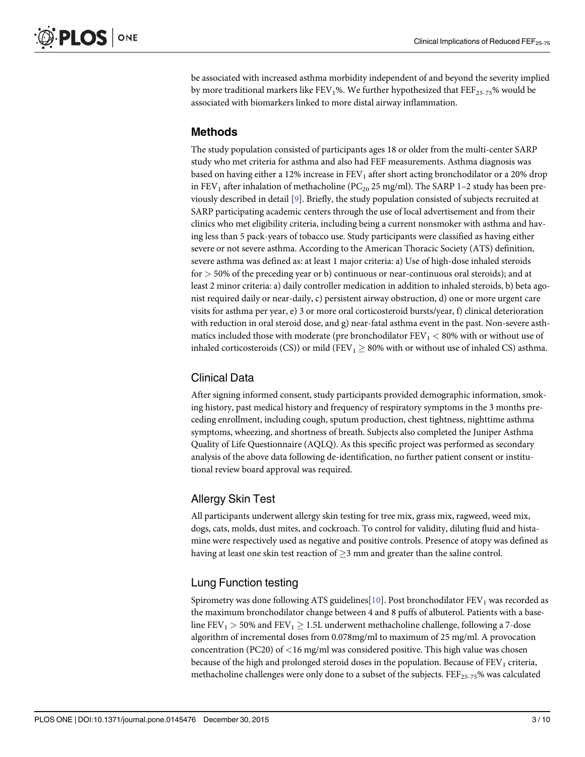be associated with increased asthma morbidity independent of and beyond the severity implied by more traditional markers like $FEV_1$%. We further hypothesized that $FEF_{25-75}$% would be associated with biomarkers linked to more distal airway inflammation.

## Methods

The study population consisted of participants ages 18 or older from the multi-center SARP study who met criteria for asthma and also had FEF measurements. Asthma diagnosis was based on having either a 12% increase in $FEV_1$ after short acting bronchodilator or a 20% drop in $FEV_1$ after inhalation of methacholine ($PC_{20}$ 25 mg/ml). The SARP 1–2 study has been previously described in detail [9]. Briefly, the study population consisted of subjects recruited at SARP participating academic centers through the use of local advertisement and from their clinics who met eligibility criteria, including being a current nonsmoker with asthma and having less than 5 pack-years of tobacco use. Study participants were classified as having either severe or not severe asthma. According to the American Thoracic Society (ATS) definition, severe asthma was defined as: at least 1 major criteria: a) Use of high-dose inhaled steroids for $> 50\%$ of the preceding year or b) continuous or near-continuous oral steroids); and at least 2 minor criteria: a) daily controller medication in addition to inhaled steroids, b) beta agonist required daily or near-daily, c) persistent airway obstruction, d) one or more urgent care visits for asthma per year, e) 3 or more oral corticosteroid bursts/year, f) clinical deterioration with reduction in oral steroid dose, and g) near-fatal asthma event in the past. Non-severe asthmatics included those with moderate (pre bronchodilator $FEV_1 < 80\%$ with or without use of inhaled corticosteroids (CS)) or mild ($FEV_1 \geq 80\%$ with or without use of inhaled CS) asthma.

### Clinical Data

After signing informed consent, study participants provided demographic information, smoking history, past medical history and frequency of respiratory symptoms in the 3 months preceding enrollment, including cough, sputum production, chest tightness, nighttime asthma symptoms, wheezing, and shortness of breath. Subjects also completed the Juniper Asthma Quality of Life Questionnaire (AQLQ). As this specific project was performed as secondary analysis of the above data following de-identification, no further patient consent or institutional review board approval was required.

### Allergy Skin Test

All participants underwent allergy skin testing for tree mix, grass mix, ragweed, weed mix, dogs, cats, molds, dust mites, and cockroach. To control for validity, diluting fluid and histamine were respectively used as negative and positive controls. Presence of atopy was defined as having at least one skin test reaction of $\geq 3$ mm and greater than the saline control.

### Lung Function testing

Spirometry was done following ATS guidelines[10]. Post bronchodilator $FEV_1$ was recorded as the maximum bronchodilator change between 4 and 8 puffs of albuterol. Patients with a baseline $FEV_1 > 50\%$ and $FEV_1 \geq 1.5L$ underwent methacholine challenge, following a 7-dose algorithm of incremental doses from 0.078mg/ml to maximum of 25 mg/ml. A provocation concentration (PC20) of $<16$ mg/ml was considered positive. This high value was chosen because of the high and prolonged steroid doses in the population. Because of $FEV_1$ criteria, methacholine challenges were only done to a subset of the subjects. $FEF_{25-75}$% was calculated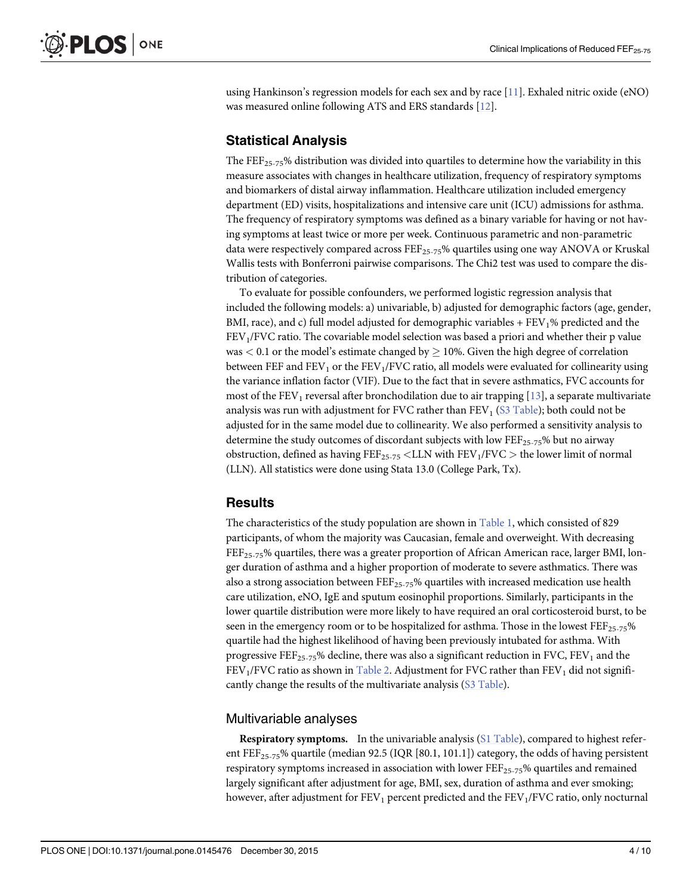using Hankinson's regression models for each sex and by race [11]. Exhaled nitric oxide (eNO) was measured online following ATS and ERS standards [12].

## Statistical Analysis

The $FEF_{25-75}$% distribution was divided into quartiles to determine how the variability in this measure associates with changes in healthcare utilization, frequency of respiratory symptoms and biomarkers of distal airway inflammation. Healthcare utilization included emergency department (ED) visits, hospitalizations and intensive care unit (ICU) admissions for asthma. The frequency of respiratory symptoms was defined as a binary variable for having or not having symptoms at least twice or more per week. Continuous parametric and non-parametric data were respectively compared across $FEF_{25-75}$% quartiles using one way ANOVA or Kruskal Wallis tests with Bonferroni pairwise comparisons. The Chi2 test was used to compare the distribution of categories.

To evaluate for possible confounders, we performed logistic regression analysis that included the following models: a) univariable, b) adjusted for demographic factors (age, gender, BMI, race), and c) full model adjusted for demographic variables + $FEV_1$% predicted and the $FEV_1$/FVC ratio. The covariable model selection was based a priori and whether their p value was $< 0.1$ or the model's estimate changed by $\geq 10\%$. Given the high degree of correlation between FEF and $FEV_1$ or the $FEV_1$/FVC ratio, all models were evaluated for collinearity using the variance inflation factor (VIF). Due to the fact that in severe asthmatics, FVC accounts for most of the $FEV_1$ reversal after bronchodilation due to air trapping [13], a separate multivariate analysis was run with adjustment for FVC rather than $FEV_1$ (S3 Table); both could not be adjusted for in the same model due to collinearity. We also performed a sensitivity analysis to determine the study outcomes of discordant subjects with low $FEF_{25-75}$% but no airway obstruction, defined as having $FEF_{25-75}$ <LLN with $FEV_1$/FVC > the lower limit of normal (LLN). All statistics were done using Stata 13.0 (College Park, Tx).

## Results

The characteristics of the study population are shown in Table 1, which consisted of 829 participants, of whom the majority was Caucasian, female and overweight. With decreasing $FEF_{25-75}$% quartiles, there was a greater proportion of African American race, larger BMI, longer duration of asthma and a higher proportion of moderate to severe asthmatics. There was also a strong association between $FEF_{25-75}$% quartiles with increased medication use health care utilization, eNO, IgE and sputum eosinophil proportions. Similarly, participants in the lower quartile distribution were more likely to have required an oral corticosteroid burst, to be seen in the emergency room or to be hospitalized for asthma. Those in the lowest $FEF_{25-75}$% quartile had the highest likelihood of having been previously intubated for asthma. With progressive $FEF_{25-75}$% decline, there was also a significant reduction in FVC, $FEV_1$ and the $FEV_1$/FVC ratio as shown in Table 2. Adjustment for FVC rather than $FEV_1$ did not significantly change the results of the multivariate analysis (S3 Table).

### Multivariable analyses

**Respiratory symptoms.** In the univariable analysis (S1 Table), compared to highest referent $FEF_{25-75}$% quartile (median 92.5 (IQR [80.1, 101.1]) category, the odds of having persistent respiratory symptoms increased in association with lower $FEF_{25-75}$% quartiles and remained largely significant after adjustment for age, BMI, sex, duration of asthma and ever smoking; however, after adjustment for $FEV_1$ percent predicted and the $FEV_1$/FVC ratio, only nocturnal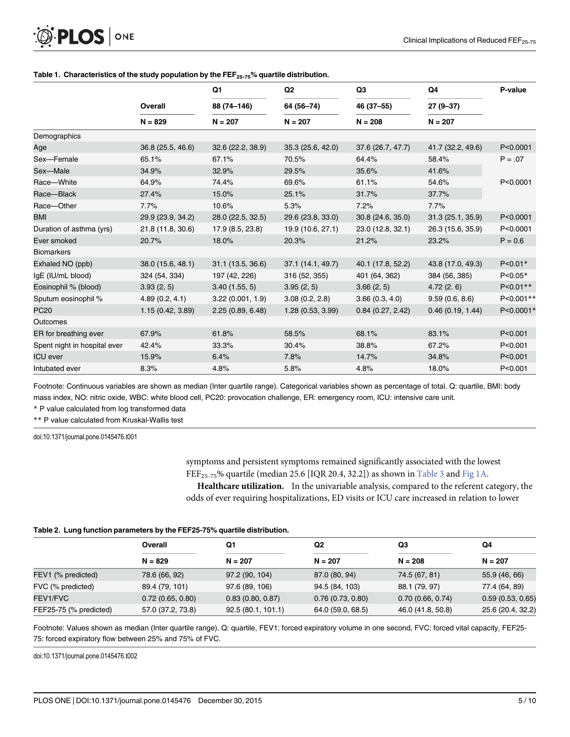**Table 1. Characteristics of the study population by the $FEF_{25-75}$% quartile distribution.**

| | Overall | Q1 | Q2 | Q3 | Q4 | P-value |
|---|---|---|---|---|---|---|
| | | 88 (74–146) | 64 (56–74) | 46 (37–55) | 27 (9–37) | |
| | N = 829 | N = 207 | N = 207 | N = 208 | N = 207 | |
| Demographics | | | | | | |
| Age | 36.8 (25.5, 46.6) | 32.6 (22.2, 38.9) | 35.3 (25.6, 42.0) | 37.6 (26.7, 47.7) | 41.7 (32.2, 49.6) | P<0.0001 |
| Sex—Female | 65.1% | 67.1% | 70.5% | 64.4% | 58.4% | P = .07 |
| Sex—Male | 34.9% | 32.9% | 29.5% | 35.6% | 41.6% | |
| Race—White | 64.9% | 74.4% | 69.6% | 61.1% | 54.6% | P<0.0001 |
| Race—Black | 27.4% | 15.0% | 25.1% | 31.7% | 37.7% | |
| Race—Other | 7.7% | 10.6% | 5.3% | 7.2% | 7.7% | |
| BMI | 29.9 (23.9, 34.2) | 28.0 (22.5, 32.5) | 29.6 (23.8, 33.0) | 30.8 (24.6, 35.0) | 31.3 (25.1, 35.9) | P<0.0001 |
| Duration of asthma (yrs) | 21.8 (11.8, 30.6) | 17.9 (8.5, 23.8) | 19.9 (10.6, 27.1) | 23.0 (12.8, 32.1) | 26.3 (15.6, 35.9) | P<0.0001 |
| Ever smoked | 20.7% | 18.0% | 20.3% | 21.2% | 23.2% | P = 0.6 |
| Biomarkers | | | | | | |
| Exhaled NO (ppb) | 38.0 (15.6, 48.1) | 31.1 (13.5, 36.6) | 37.1 (14.1, 49.7) | 40.1 (17.8, 52.2) | 43.8 (17.0, 49.3) | P<0.01* |
| IgE (IU/mL blood) | 324 (54, 334) | 197 (42, 226) | 316 (52, 355) | 401 (64, 362) | 384 (56, 385) | P<0.05* |
| Eosinophil % (blood) | 3.93 (2, 5) | 3.40 (1.55, 5) | 3.95 (2, 5) | 3.66 (2, 5) | 4.72 (2. 6) | P<0.01** |
| Sputum eosinophil % | 4.89 (0.2, 4.1) | 3.22 (0.001, 1.9) | 3.08 (0.2, 2.8) | 3.66 (0.3, 4.0) | 9.59 (0.6, 8.6) | P<0.001** |
| PC20 | 1.15 (0.42, 3.89) | 2.25 (0.89, 6.48) | 1.28 (0.53, 3.99) | 0.84 (0.27, 2.42) | 0.46 (0.19, 1.44) | P<0.0001* |
| Outcomes | | | | | | |
| ER for breathing ever | 67.9% | 61.8% | 58.5% | 68.1% | 83.1% | P<0.001 |
| Spent night in hospital ever | 42.4% | 33.3% | 30.4% | 38.8% | 67.2% | P<0.001 |
| ICU ever | 15.9% | 6.4% | 7.8% | 14.7% | 34.8% | P<0.001 |
| Intubated ever | 8.3% | 4.8% | 5.8% | 4.8% | 18.0% | P<0.001 |

Footnote: Continuous variables are shown as median (Inter quartile range). Categorical variables shown as percentage of total. Q: quartile, BMI: body mass index, NO: nitric oxide, WBC: white blood cell, PC20: provocation challenge, ER: emergency room, ICU: intensive care unit.

* P value calculated from log transformed data

** P value calculated from Kruskal-Wallis test

doi:10.1371/journal.pone.0145476.t001

symptoms and persistent symptoms remained significantly associated with the lowest $FEF_{25-75}$% quartile (median 25.6 [IQR 20.4, 32.2]) as shown in Table 3 and Fig 1A.

**Healthcare utilization.** In the univariable analysis, compared to the referent category, the odds of ever requiring hospitalizations, ED visits or ICU care increased in relation to lower

**Table 2. Lung function parameters by the FEF25-75% quartile distribution.**

| | Overall | Q1 | Q2 | Q3 | Q4 |
|---|---|---|---|---|---|
| | N = 829 | N = 207 | N = 207 | N = 208 | N = 207 |
| FEV1 (% predicted) | 78.6 (66, 92) | 97.2 (90, 104) | 87.0 (80, 94) | 74.5 (67, 81) | 55.9 (46, 66) |
| FVC (% predicted) | 89.4 (79, 101) | 97.6 (89, 106) | 94.5 (84, 103) | 88.1 (79, 97) | 77.4 (64, 89) |
| FEV1/FVC | 0.72 (0.65, 0.80) | 0.83 (0.80, 0.87) | 0.76 (0.73, 0.80) | 0.70 (0.66, 0.74) | 0.59 (0.53, 0.65) |
| FEF25-75 (% predicted) | 57.0 (37.2, 73.8) | 92.5 (80.1, 101.1) | 64.0 (59.0, 68.5) | 46.0 (41.8, 50.8) | 25.6 (20.4, 32.2) |

Footnote: Values shown as median (Inter quartile range). Q: quartile, FEV1: forced expiratory volume in one second, FVC: forced vital capacity, FEF25-75: forced expiratory flow between 25% and 75% of FVC.

doi:10.1371/journal.pone.0145476.t002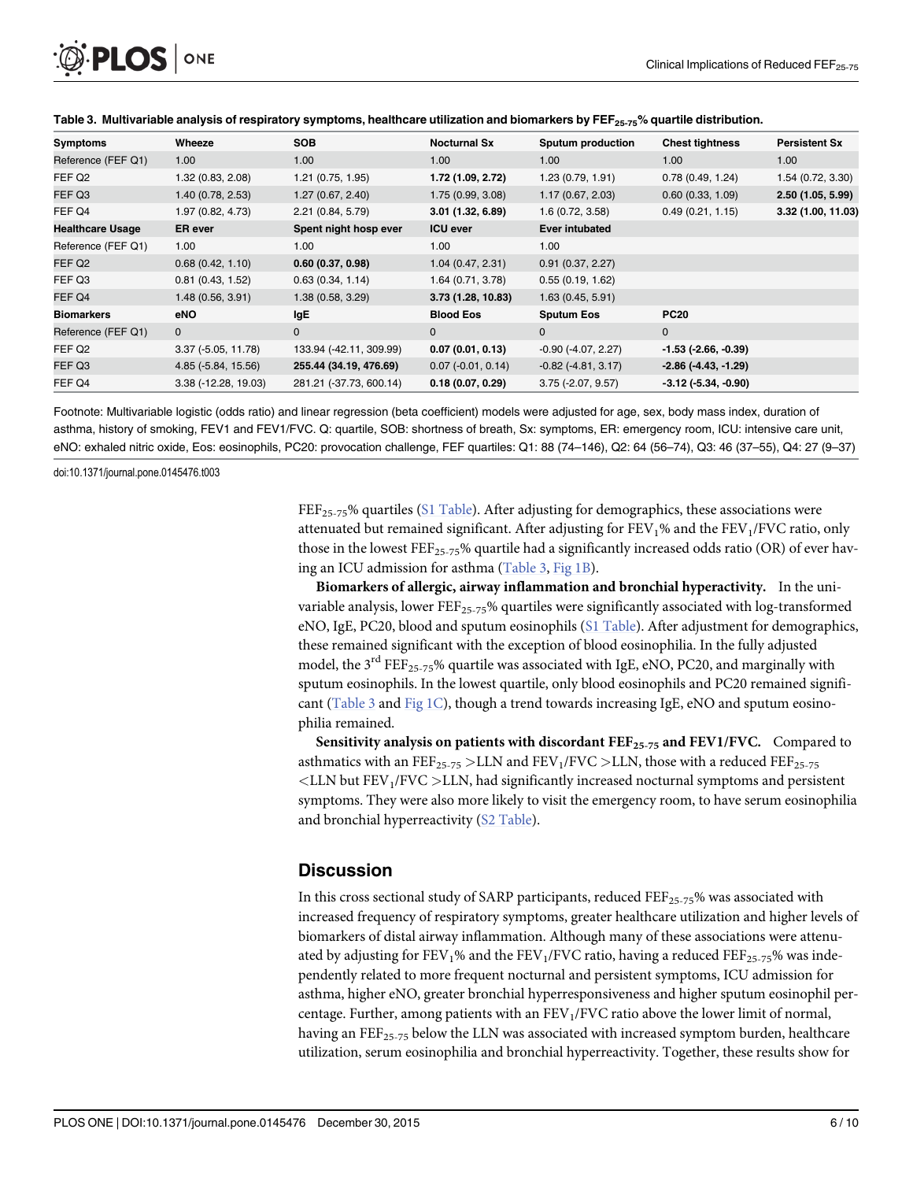**Table 3. Multivariable analysis of respiratory symptoms, healthcare utilization and biomarkers by $FEF_{25-75}$% quartile distribution.**

| Symptoms | Wheeze | SOB | Nocturnal Sx | Sputum production | Chest tightness | Persistent Sx |
|---|---|---|---|---|---|---|
| Reference (FEF Q1) | 1.00 | 1.00 | 1.00 | 1.00 | 1.00 | 1.00 |
| FEF Q2 | 1.32 (0.83, 2.08) | 1.21 (0.75, 1.95) | **1.72 (1.09, 2.72)** | 1.23 (0.79, 1.91) | 0.78 (0.49, 1.24) | 1.54 (0.72, 3.30) |
| FEF Q3 | 1.40 (0.78, 2.53) | 1.27 (0.67, 2.40) | 1.75 (0.99, 3.08) | 1.17 (0.67, 2.03) | 0.60 (0.33, 1.09) | **2.50 (1.05, 5.99)** |
| FEF Q4 | 1.97 (0.82, 4.73) | 2.21 (0.84, 5.79) | **3.01 (1.32, 6.89)** | 1.6 (0.72, 3.58) | 0.49 (0.21, 1.15) | **3.32 (1.00, 11.03)** |
| **Healthcare Usage** | **ER ever** | **Spent night hosp ever** | **ICU ever** | **Ever intubated** | | |
| Reference (FEF Q1) | 1.00 | 1.00 | 1.00 | 1.00 | | |
| FEF Q2 | 0.68 (0.42, 1.10) | **0.60 (0.37, 0.98)** | 1.04 (0.47, 2.31) | 0.91 (0.37, 2.27) | | |
| FEF Q3 | 0.81 (0.43, 1.52) | 0.63 (0.34, 1.14) | 1.64 (0.71, 3.78) | 0.55 (0.19, 1.62) | | |
| FEF Q4 | 1.48 (0.56, 3.91) | 1.38 (0.58, 3.29) | **3.73 (1.28, 10.83)** | 1.63 (0.45, 5.91) | | |
| **Biomarkers** | **eNO** | **IgE** | **Blood Eos** | **Sputum Eos** | **PC20** | |
| Reference (FEF Q1) | 0 | 0 | 0 | 0 | 0 | |
| FEF Q2 | 3.37 (-5.05, 11.78) | 133.94 (-42.11, 309.99) | **0.07 (0.01, 0.13)** | -0.90 (-4.07, 2.27) | **-1.53 (-2.66, -0.39)** | |
| FEF Q3 | 4.85 (-5.84, 15.56) | **255.44 (34.19, 476.69)** | 0.07 (-0.01, 0.14) | -0.82 (-4.81, 3.17) | **-2.86 (-4.43, -1.29)** | |
| FEF Q4 | 3.38 (-12.28, 19.03) | 281.21 (-37.73, 600.14) | **0.18 (0.07, 0.29)** | 3.75 (-2.07, 9.57) | **-3.12 (-5.34, -0.90)** | |

Footnote: Multivariable logistic (odds ratio) and linear regression (beta coefficient) models were adjusted for age, sex, body mass index, duration of asthma, history of smoking, FEV1 and FEV1/FVC. Q: quartile, SOB: shortness of breath, Sx: symptoms, ER: emergency room, ICU: intensive care unit, eNO: exhaled nitric oxide, Eos: eosinophils, PC20: provocation challenge, FEF quartiles: Q1: 88 (74–146), Q2: 64 (56–74), Q3: 46 (37–55), Q4: 27 (9–37)

doi:10.1371/journal.pone.0145476.t003

$FEF_{25-75}$% quartiles (S1 Table). After adjusting for demographics, these associations were attenuated but remained significant. After adjusting for $FEV_1$% and the $FEV_1$/FVC ratio, only those in the lowest $FEF_{25-75}$% quartile had a significantly increased odds ratio (OR) of ever having an ICU admission for asthma (Table 3, Fig 1B).

**Biomarkers of allergic, airway inflammation and bronchial hyperactivity.** In the univariable analysis, lower $FEF_{25-75}$% quartiles were significantly associated with log-transformed eNO, IgE, PC20, blood and sputum eosinophils (S1 Table). After adjustment for demographics, these remained significant with the exception of blood eosinophilia. In the fully adjusted model, the 3rd $FEF_{25-75}$% quartile was associated with IgE, eNO, PC20, and marginally with sputum eosinophils. In the lowest quartile, only blood eosinophils and PC20 remained significant (Table 3 and Fig 1C), though a trend towards increasing IgE, eNO and sputum eosinophilia remained.

**Sensitivity analysis on patients with discordant $FEF_{25-75}$ and FEV1/FVC.** Compared to asthmatics with an $FEF_{25-75}$ >LLN and $FEV_1$/FVC >LLN, those with a reduced $FEF_{25-75}$ <LLN but $FEV_1$/FVC >LLN, had significantly increased nocturnal symptoms and persistent symptoms. They were also more likely to visit the emergency room, to have serum eosinophilia and bronchial hyperreactivity (S2 Table).

## Discussion

In this cross sectional study of SARP participants, reduced $FEF_{25-75}$% was associated with increased frequency of respiratory symptoms, greater healthcare utilization and higher levels of biomarkers of distal airway inflammation. Although many of these associations were attenuated by adjusting for $FEV_1$% and the $FEV_1$/FVC ratio, having a reduced $FEF_{25-75}$% was independently related to more frequent nocturnal and persistent symptoms, ICU admission for asthma, higher eNO, greater bronchial hyperresponsiveness and higher sputum eosinophil percentage. Further, among patients with an $FEV_1$/FVC ratio above the lower limit of normal, having an $FEF_{25-75}$ below the LLN was associated with increased symptom burden, healthcare utilization, serum eosinophilia and bronchial hyperreactivity. Together, these results show for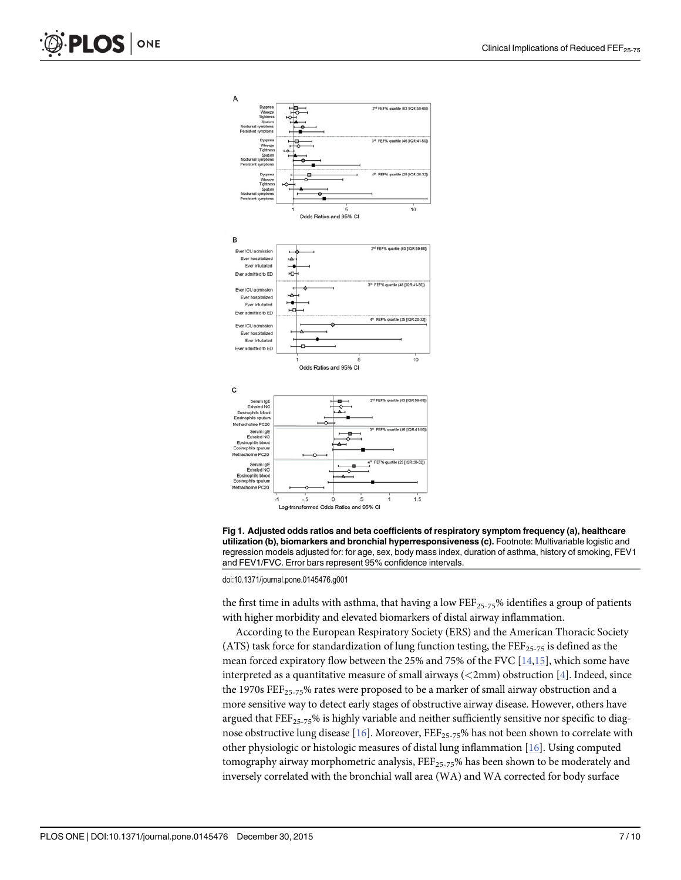**Fig 1. Adjusted odds ratios and beta coefficients of respiratory symptom frequency (a), healthcare utilization (b), biomarkers and bronchial hyperresponsiveness (c).** Footnote: Multivariable logistic and regression models adjusted for: for age, sex, body mass index, duration of asthma, history of smoking, FEV1 and FEV1/FVC. Error bars represent 95% confidence intervals.

doi:10.1371/journal.pone.0145476.g001

the first time in adults with asthma, that having a low $FEF_{25-75}$% identifies a group of patients with higher morbidity and elevated biomarkers of distal airway inflammation.

According to the European Respiratory Society (ERS) and the American Thoracic Society (ATS) task force for standardization of lung function testing, the $FEF_{25-75}$ is defined as the mean forced expiratory flow between the 25% and 75% of the FVC [14,15], which some have interpreted as a quantitative measure of small airways (<2mm) obstruction [4]. Indeed, since the 1970s $FEF_{25-75}$% rates were proposed to be a marker of small airway obstruction and a more sensitive way to detect early stages of obstructive airway disease. However, others have argued that $FEF_{25-75}$% is highly variable and neither sufficiently sensitive nor specific to diagnose obstructive lung disease [16]. Moreover, $FEF_{25-75}$% has not been shown to correlate with other physiologic or histologic measures of distal lung inflammation [16]. Using computed tomography airway morphometric analysis, $FEF_{25-75}$% has been shown to be moderately and inversely correlated with the bronchial wall area (WA) and WA corrected for body surface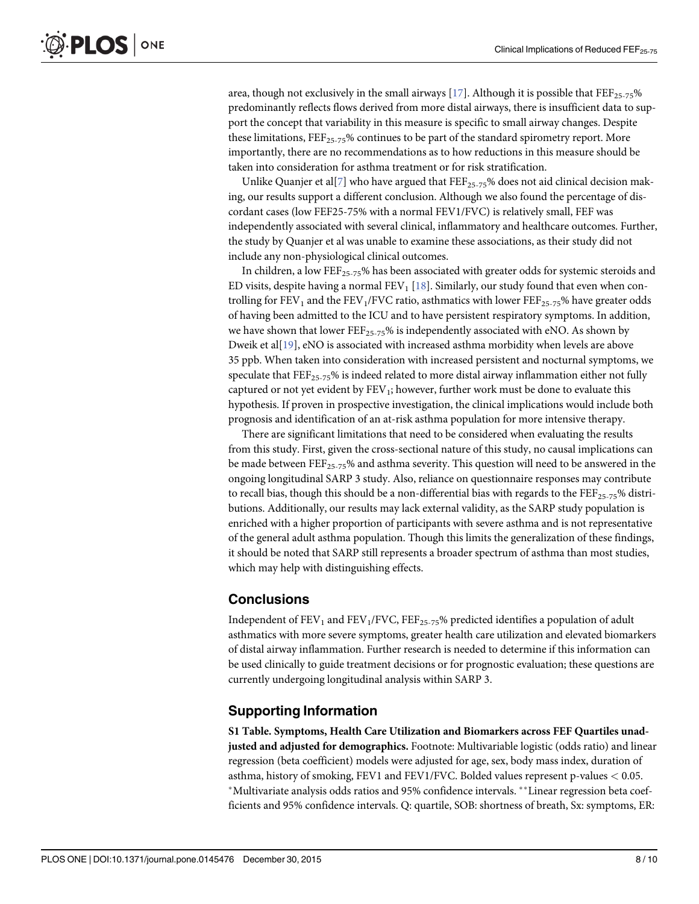area, though not exclusively in the small airways [17]. Although it is possible that $FEF_{25-75}$% predominantly reflects flows derived from more distal airways, there is insufficient data to support the concept that variability in this measure is specific to small airway changes. Despite these limitations, $FEF_{25-75}$% continues to be part of the standard spirometry report. More importantly, there are no recommendations as to how reductions in this measure should be taken into consideration for asthma treatment or for risk stratification.

Unlike Quanjer et al[7] who have argued that $FEF_{25-75}$% does not aid clinical decision making, our results support a different conclusion. Although we also found the percentage of discordant cases (low FEF25-75% with a normal FEV1/FVC) is relatively small, FEF was independently associated with several clinical, inflammatory and healthcare outcomes. Further, the study by Quanjer et al was unable to examine these associations, as their study did not include any non-physiological clinical outcomes.

In children, a low $FEF_{25-75}$% has been associated with greater odds for systemic steroids and ED visits, despite having a normal $FEV_1$ [18]. Similarly, our study found that even when controlling for $FEV_1$ and the $FEV_1$/FVC ratio, asthmatics with lower $FEF_{25-75}$% have greater odds of having been admitted to the ICU and to have persistent respiratory symptoms. In addition, we have shown that lower $FEF_{25-75}$% is independently associated with eNO. As shown by Dweik et al[19], eNO is associated with increased asthma morbidity when levels are above 35 ppb. When taken into consideration with increased persistent and nocturnal symptoms, we speculate that $FEF_{25-75}$% is indeed related to more distal airway inflammation either not fully captured or not yet evident by $FEV_1$; however, further work must be done to evaluate this hypothesis. If proven in prospective investigation, the clinical implications would include both prognosis and identification of an at-risk asthma population for more intensive therapy.

There are significant limitations that need to be considered when evaluating the results from this study. First, given the cross-sectional nature of this study, no causal implications can be made between $FEF_{25-75}$% and asthma severity. This question will need to be answered in the ongoing longitudinal SARP 3 study. Also, reliance on questionnaire responses may contribute to recall bias, though this should be a non-differential bias with regards to the $FEF_{25-75}$% distributions. Additionally, our results may lack external validity, as the SARP study population is enriched with a higher proportion of participants with severe asthma and is not representative of the general adult asthma population. Though this limits the generalization of these findings, it should be noted that SARP still represents a broader spectrum of asthma than most studies, which may help with distinguishing effects.

## Conclusions

Independent of $FEV_1$ and $FEV_1$/FVC, $FEF_{25-75}$% predicted identifies a population of adult asthmatics with more severe symptoms, greater health care utilization and elevated biomarkers of distal airway inflammation. Further research is needed to determine if this information can be used clinically to guide treatment decisions or for prognostic evaluation; these questions are currently undergoing longitudinal analysis within SARP 3.

## Supporting Information

**S1 Table. Symptoms, Health Care Utilization and Biomarkers across FEF Quartiles unadjusted and adjusted for demographics.** Footnote: Multivariable logistic (odds ratio) and linear regression (beta coefficient) models were adjusted for age, sex, body mass index, duration of asthma, history of smoking, FEV1 and FEV1/FVC. Bolded values represent p-values $< 0.05$. *Multivariate analysis odds ratios and 95% confidence intervals. **Linear regression beta coefficients and 95% confidence intervals. Q: quartile, SOB: shortness of breath, Sx: symptoms, ER: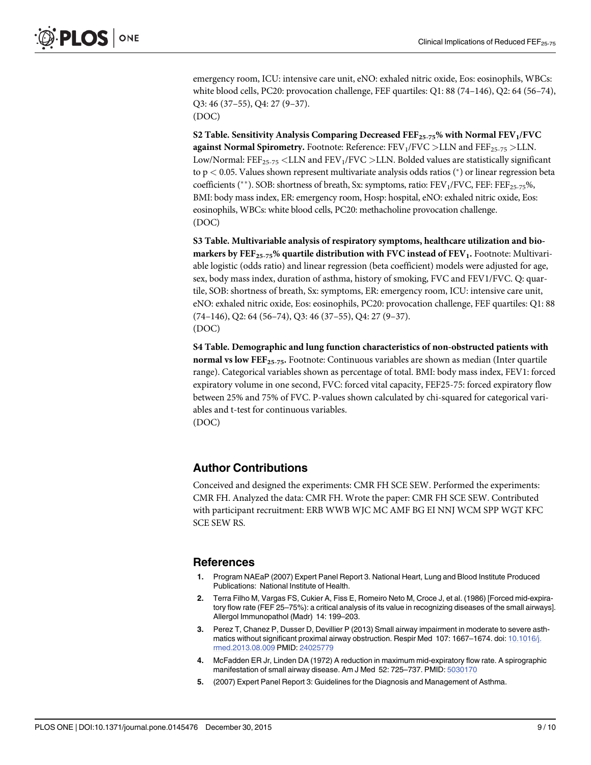emergency room, ICU: intensive care unit, eNO: exhaled nitric oxide, Eos: eosinophils, WBCs: white blood cells, PC20: provocation challenge, FEF quartiles: Q1: 88 (74–146), Q2: 64 (56–74), Q3: 46 (37–55), Q4: 27 (9–37).
(DOC)

**S2 Table. Sensitivity Analysis Comparing Decreased $FEF_{25-75}$% with Normal $FEV_1$/FVC against Normal Spirometry.** Footnote: Reference: $FEV_1$/FVC >LLN and $FEF_{25-75}$ >LLN. Low/Normal: $FEF_{25-75}$ <LLN and $FEV_1$/FVC >LLN. Bolded values are statistically significant to $p < 0.05$. Values shown represent multivariate analysis odds ratios (*) or linear regression beta coefficients (**). SOB: shortness of breath, Sx: symptoms, ratio: $FEV_1$/FVC, FEF: $FEF_{25-75}$%, BMI: body mass index, ER: emergency room, Hosp: hospital, eNO: exhaled nitric oxide, Eos: eosinophils, WBCs: white blood cells, PC20: methacholine provocation challenge.
(DOC)

**S3 Table. Multivariable analysis of respiratory symptoms, healthcare utilization and biomarkers by $FEF_{25-75}$% quartile distribution with FVC instead of $FEV_1$.** Footnote: Multivariable logistic (odds ratio) and linear regression (beta coefficient) models were adjusted for age, sex, body mass index, duration of asthma, history of smoking, FVC and FEV1/FVC. Q: quartile, SOB: shortness of breath, Sx: symptoms, ER: emergency room, ICU: intensive care unit, eNO: exhaled nitric oxide, Eos: eosinophils, PC20: provocation challenge, FEF quartiles: Q1: 88 (74–146), Q2: 64 (56–74), Q3: 46 (37–55), Q4: 27 (9–37).
(DOC)

**S4 Table. Demographic and lung function characteristics of non-obstructed patients with normal vs low $FEF_{25-75}$.** Footnote: Continuous variables are shown as median (Inter quartile range). Categorical variables shown as percentage of total. BMI: body mass index, FEV1: forced expiratory volume in one second, FVC: forced vital capacity, FEF25-75: forced expiratory flow between 25% and 75% of FVC. P-values shown calculated by chi-squared for categorical variables and t-test for continuous variables.
(DOC)

## Author Contributions

Conceived and designed the experiments: CMR FH SCE SEW. Performed the experiments: CMR FH. Analyzed the data: CMR FH. Wrote the paper: CMR FH SCE SEW. Contributed with participant recruitment: ERB WWB WJC MC AMF BG EI NNJ WCM SPP WGT KFC SCE SEW RS.

## References

1. Program NAEaP (2007) Expert Panel Report 3. National Heart, Lung and Blood Institute Produced Publications: National Institute of Health.
2. Terra Filho M, Vargas FS, Cukier A, Fiss E, Romeiro Neto M, Croce J, et al. (1986) [Forced mid-expiratory flow rate (FEF 25–75%): a critical analysis of its value in recognizing diseases of the small airways]. Allergol Immunopathol (Madr) 14: 199–203.
3. Perez T, Chanez P, Dusser D, Devillier P (2013) Small airway impairment in moderate to severe asthmatics without significant proximal airway obstruction. Respir Med 107: 1667–1674. doi: 10.1016/j.rmed.2013.08.009 PMID: 24025779
4. McFadden ER Jr, Linden DA (1972) A reduction in maximum mid-expiratory flow rate. A spirographic manifestation of small airway disease. Am J Med 52: 725–737. PMID: 5030170
5. (2007) Expert Panel Report 3: Guidelines for the Diagnosis and Management of Asthma.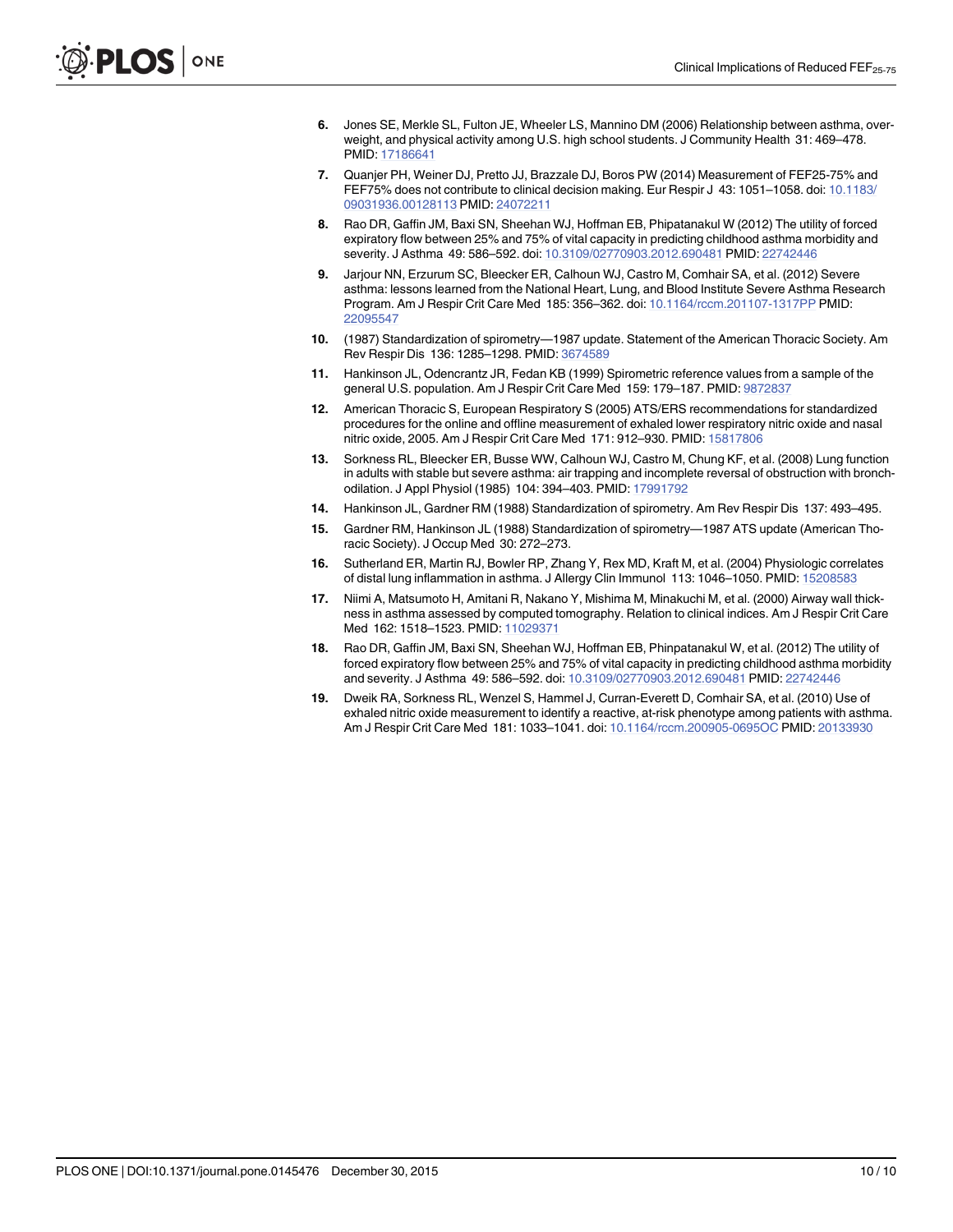6. Jones SE, Merkle SL, Fulton JE, Wheeler LS, Mannino DM (2006) Relationship between asthma, overweight, and physical activity among U.S. high school students. J Community Health 31: 469–478. PMID: 17186641
7. Quanjer PH, Weiner DJ, Pretto JJ, Brazzale DJ, Boros PW (2014) Measurement of FEF25-75% and FEF75% does not contribute to clinical decision making. Eur Respir J 43: 1051–1058. doi: 10.1183/09031936.00128113 PMID: 24072211
8. Rao DR, Gaffin JM, Baxi SN, Sheehan WJ, Hoffman EB, Phipatanakul W (2012) The utility of forced expiratory flow between 25% and 75% of vital capacity in predicting childhood asthma morbidity and severity. J Asthma 49: 586–592. doi: 10.3109/02770903.2012.690481 PMID: 22742446
9. Jarjour NN, Erzurum SC, Bleecker ER, Calhoun WJ, Castro M, Comhair SA, et al. (2012) Severe asthma: lessons learned from the National Heart, Lung, and Blood Institute Severe Asthma Research Program. Am J Respir Crit Care Med 185: 356–362. doi: 10.1164/rccm.201107-1317PP PMID: 22095547
10. (1987) Standardization of spirometry—1987 update. Statement of the American Thoracic Society. Am Rev Respir Dis 136: 1285–1298. PMID: 3674589
11. Hankinson JL, Odencrantz JR, Fedan KB (1999) Spirometric reference values from a sample of the general U.S. population. Am J Respir Crit Care Med 159: 179–187. PMID: 9872837
12. American Thoracic S, European Respiratory S (2005) ATS/ERS recommendations for standardized procedures for the online and offline measurement of exhaled lower respiratory nitric oxide and nasal nitric oxide, 2005. Am J Respir Crit Care Med 171: 912–930. PMID: 15817806
13. Sorkness RL, Bleecker ER, Busse WW, Calhoun WJ, Castro M, Chung KF, et al. (2008) Lung function in adults with stable but severe asthma: air trapping and incomplete reversal of obstruction with bronchodilation. J Appl Physiol (1985) 104: 394–403. PMID: 17991792
14. Hankinson JL, Gardner RM (1988) Standardization of spirometry. Am Rev Respir Dis 137: 493–495.
15. Gardner RM, Hankinson JL (1988) Standardization of spirometry—1987 ATS update (American Thoracic Society). J Occup Med 30: 272–273.
16. Sutherland ER, Martin RJ, Bowler RP, Zhang Y, Rex MD, Kraft M, et al. (2004) Physiologic correlates of distal lung inflammation in asthma. J Allergy Clin Immunol 113: 1046–1050. PMID: 15208583
17. Niimi A, Matsumoto H, Amitani R, Nakano Y, Mishima M, Minakuchi M, et al. (2000) Airway wall thickness in asthma assessed by computed tomography. Relation to clinical indices. Am J Respir Crit Care Med 162: 1518–1523. PMID: 11029371
18. Rao DR, Gaffin JM, Baxi SN, Sheehan WJ, Hoffman EB, Phinpatanakul W, et al. (2012) The utility of forced expiratory flow between 25% and 75% of vital capacity in predicting childhood asthma morbidity and severity. J Asthma 49: 586–592. doi: 10.3109/02770903.2012.690481 PMID: 22742446
19. Dweik RA, Sorkness RL, Wenzel S, Hammel J, Curran-Everett D, Comhair SA, et al. (2010) Use of exhaled nitric oxide measurement to identify a reactive, at-risk phenotype among patients with asthma. Am J Respir Crit Care Med 181: 1033–1041. doi: 10.1164/rccm.200905-0695OC PMID: 20133930